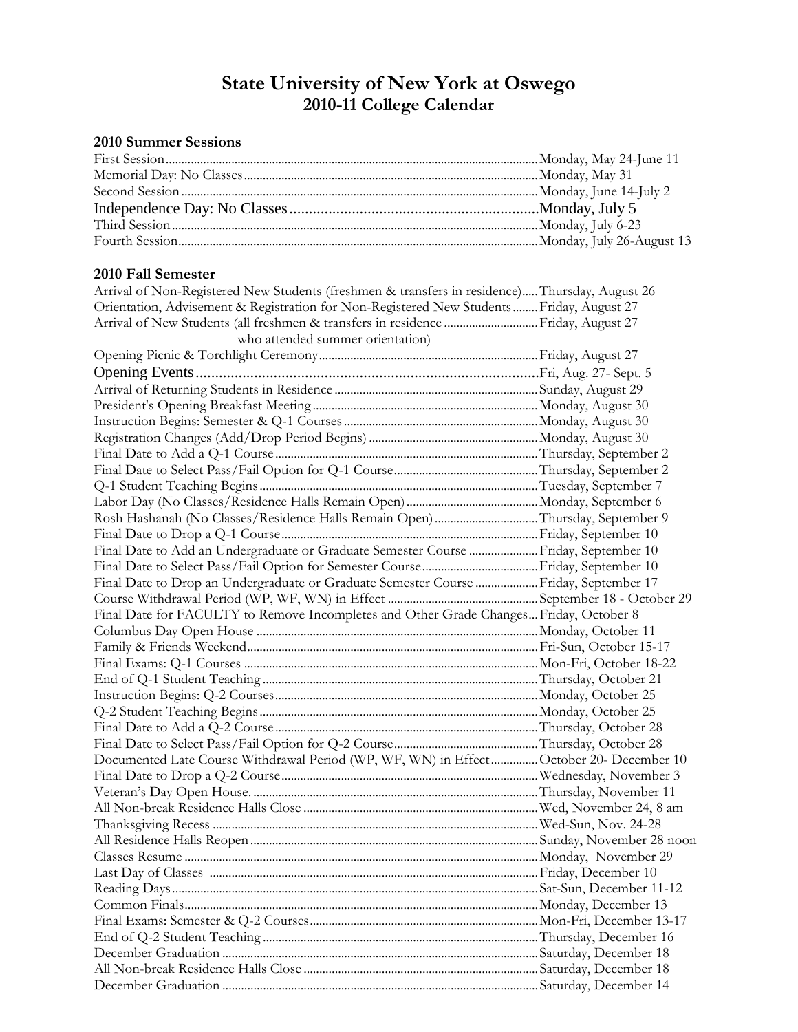# State University of New York at Oswego
## 2010-11 College Calendar

### 2010 Summer Sessions

| Event | Date |
|---|---|
| First Session | Monday, May 24-June 11 |
| Memorial Day: No Classes | Monday, May 31 |
| Second Session | Monday, June 14-July 2 |
| Independence Day: No Classes | Monday, July 5 |
| Third Session | Monday, July 6-23 |
| Fourth Session | Monday, July 26-August 13 |

### 2010 Fall Semester

| Event | Date |
|---|---|
| Arrival of Non-Registered New Students (freshmen & transfers in residence) | Thursday, August 26 |
| Orientation, Advisement & Registration for Non-Registered New Students | Friday, August 27 |
| Arrival of New Students (all freshmen & transfers in residence who attended summer orientation) | Friday, August 27 |
| Opening Picnic & Torchlight Ceremony | Friday, August 27 |
| Opening Events | Fri, Aug. 27- Sept. 5 |
| Arrival of Returning Students in Residence | Sunday, August 29 |
| President's Opening Breakfast Meeting | Monday, August 30 |
| Instruction Begins: Semester & Q-1 Courses | Monday, August 30 |
| Registration Changes (Add/Drop Period Begins) | Monday, August 30 |
| Final Date to Add a Q-1 Course | Thursday, September 2 |
| Final Date to Select Pass/Fail Option for Q-1 Course | Thursday, September 2 |
| Q-1 Student Teaching Begins | Tuesday, September 7 |
| Labor Day (No Classes/Residence Halls Remain Open) | Monday, September 6 |
| Rosh Hashanah (No Classes/Residence Halls Remain Open) | Thursday, September 9 |
| Final Date to Drop a Q-1 Course | Friday, September 10 |
| Final Date to Add an Undergraduate or Graduate Semester Course | Friday, September 10 |
| Final Date to Select Pass/Fail Option for Semester Course | Friday, September 10 |
| Final Date to Drop an Undergraduate or Graduate Semester Course | Friday, September 17 |
| Course Withdrawal Period (WP, WF, WN) in Effect | September 18 - October 29 |
| Final Date for FACULTY to Remove Incompletes and Other Grade Changes | Friday, October 8 |
| Columbus Day Open House | Monday, October 11 |
| Family & Friends Weekend | Fri-Sun, October 15-17 |
| Final Exams: Q-1 Courses | Mon-Fri, October 18-22 |
| End of Q-1 Student Teaching | Thursday, October 21 |
| Instruction Begins: Q-2 Courses | Monday, October 25 |
| Q-2 Student Teaching Begins | Monday, October 25 |
| Final Date to Add a Q-2 Course | Thursday, October 28 |
| Final Date to Select Pass/Fail Option for Q-2 Course | Thursday, October 28 |
| Documented Late Course Withdrawal Period (WP, WF, WN) in Effect | October 20- December 10 |
| Final Date to Drop a Q-2 Course | Wednesday, November 3 |
| Veteran's Day Open House. | Thursday, November 11 |
| All Non-break Residence Halls Close | Wed, November 24, 8 am |
| Thanksgiving Recess | Wed-Sun, Nov. 24-28 |
| All Residence Halls Reopen | Sunday, November 28 noon |
| Classes Resume | Monday, November 29 |
| Last Day of Classes | Friday, December 10 |
| Reading Days | Sat-Sun, December 11-12 |
| Common Finals | Monday, December 13 |
| Final Exams: Semester & Q-2 Courses | Mon-Fri, December 13-17 |
| End of Q-2 Student Teaching | Thursday, December 16 |
| December Graduation | Saturday, December 18 |
| All Non-break Residence Halls Close | Saturday, December 18 |
| December Graduation | Saturday, December 14 |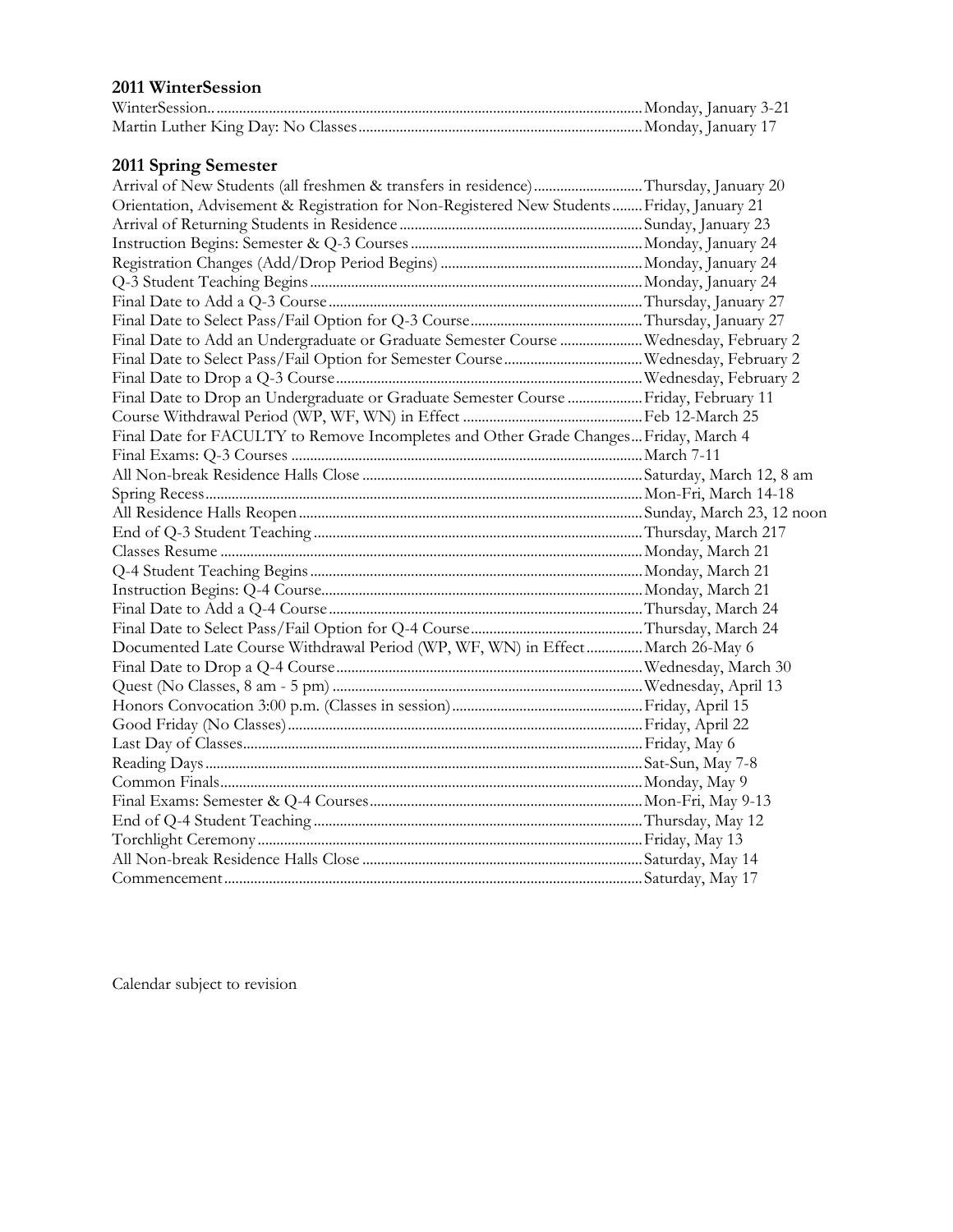### 2011 WinterSession

| | |
|---|---|
| WinterSession.. | Monday, January 3-21 |
| Martin Luther King Day: No Classes | Monday, January 17 |

### 2011 Spring Semester

| | |
|---|---|
| Arrival of New Students (all freshmen & transfers in residence) | Thursday, January 20 |
| Orientation, Advisement & Registration for Non-Registered New Students | Friday, January 21 |
| Arrival of Returning Students in Residence | Sunday, January 23 |
| Instruction Begins: Semester & Q-3 Courses | Monday, January 24 |
| Registration Changes (Add/Drop Period Begins) | Monday, January 24 |
| Q-3 Student Teaching Begins | Monday, January 24 |
| Final Date to Add a Q-3 Course | Thursday, January 27 |
| Final Date to Select Pass/Fail Option for Q-3 Course | Thursday, January 27 |
| Final Date to Add an Undergraduate or Graduate Semester Course | Wednesday, February 2 |
| Final Date to Select Pass/Fail Option for Semester Course | Wednesday, February 2 |
| Final Date to Drop a Q-3 Course | Wednesday, February 2 |
| Final Date to Drop an Undergraduate or Graduate Semester Course | Friday, February 11 |
| Course Withdrawal Period (WP, WF, WN) in Effect | Feb 12-March 25 |
| Final Date for FACULTY to Remove Incompletes and Other Grade Changes | Friday, March 4 |
| Final Exams: Q-3 Courses | March 7-11 |
| All Non-break Residence Halls Close | Saturday, March 12, 8 am |
| Spring Recess | Mon-Fri, March 14-18 |
| All Residence Halls Reopen | Sunday, March 23, 12 noon |
| End of Q-3 Student Teaching | Thursday, March 217 |
| Classes Resume | Monday, March 21 |
| Q-4 Student Teaching Begins | Monday, March 21 |
| Instruction Begins: Q-4 Course | Monday, March 21 |
| Final Date to Add a Q-4 Course | Thursday, March 24 |
| Final Date to Select Pass/Fail Option for Q-4 Course | Thursday, March 24 |
| Documented Late Course Withdrawal Period (WP, WF, WN) in Effect | March 26-May 6 |
| Final Date to Drop a Q-4 Course | Wednesday, March 30 |
| Quest (No Classes, 8 am - 5 pm) | Wednesday, April 13 |
| Honors Convocation 3:00 p.m. (Classes in session) | Friday, April 15 |
| Good Friday (No Classes) | Friday, April 22 |
| Last Day of Classes | Friday, May 6 |
| Reading Days | Sat-Sun, May 7-8 |
| Common Finals | Monday, May 9 |
| Final Exams: Semester & Q-4 Courses | Mon-Fri, May 9-13 |
| End of Q-4 Student Teaching | Thursday, May 12 |
| Torchlight Ceremony | Friday, May 13 |
| All Non-break Residence Halls Close | Saturday, May 14 |
| Commencement | Saturday, May 17 |

Calendar subject to revision